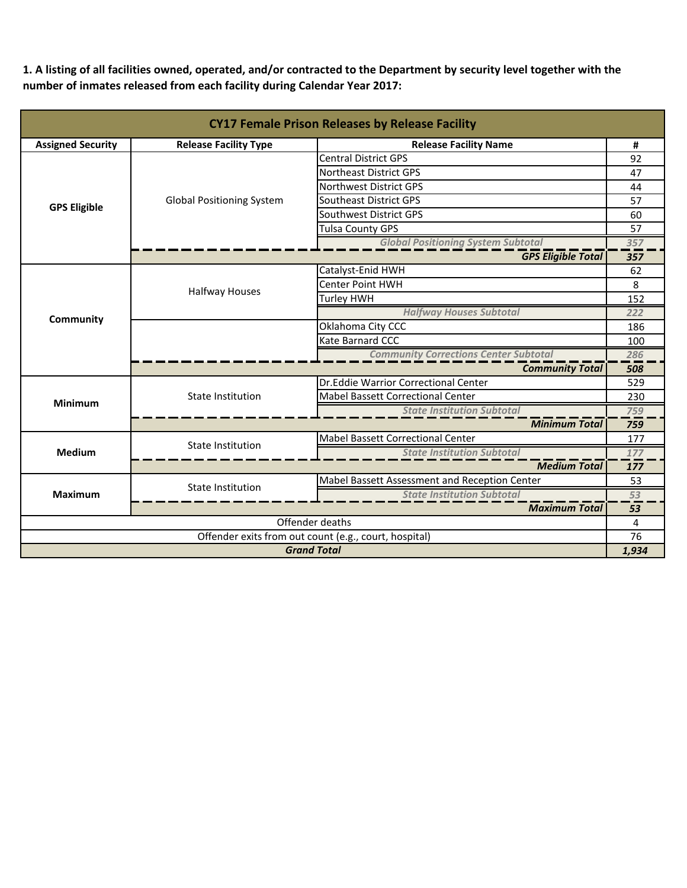**1. A listing of all facilities owned, operated, and/or contracted to the Department by security level together with the number of inmates released from each facility during Calendar Year 2017:**

| CY17 Female Prison Releases by Release Facility | | | |
|---|---|---|---|
| **Assigned Security** | **Release Facility Type** | **Release Facility Name** | **#** |
| **GPS Eligible** | Global Positioning System | Central District GPS | 92 |
| | | Northeast District GPS | 47 |
| | | Northwest District GPS | 44 |
| | | Southeast District GPS | 57 |
| | | Southwest District GPS | 60 |
| | | Tulsa County GPS | 57 |
| | | *Global Positioning System Subtotal* | *357* |
| | | ***GPS Eligible Total*** | ***357*** |
| **Community** | Halfway Houses | Catalyst-Enid HWH | 62 |
| | | Center Point HWH | 8 |
| | | Turley HWH | 152 |
| | | *Halfway Houses Subtotal* | *222* |
| | | Oklahoma City CCC | 186 |
| | | Kate Barnard CCC | 100 |
| | | *Community Corrections Center Subtotal* | *286* |
| | | ***Community Total*** | ***508*** |
| **Minimum** | State Institution | Dr.Eddie Warrior Correctional Center | 529 |
| | | Mabel Bassett Correctional Center | 230 |
| | | *State Institution Subtotal* | *759* |
| | | ***Minimum Total*** | ***759*** |
| **Medium** | State Institution | Mabel Bassett Correctional Center | 177 |
| | | *State Institution Subtotal* | *177* |
| | | ***Medium Total*** | ***177*** |
| **Maximum** | State Institution | Mabel Bassett Assessment and Reception Center | 53 |
| | | *State Institution Subtotal* | *53* |
| | | ***Maximum Total*** | ***53*** |
| Offender deaths | | | 4 |
| Offender exits from out count (e.g., court, hospital) | | | 76 |
| ***Grand Total*** | | | ***1,934*** |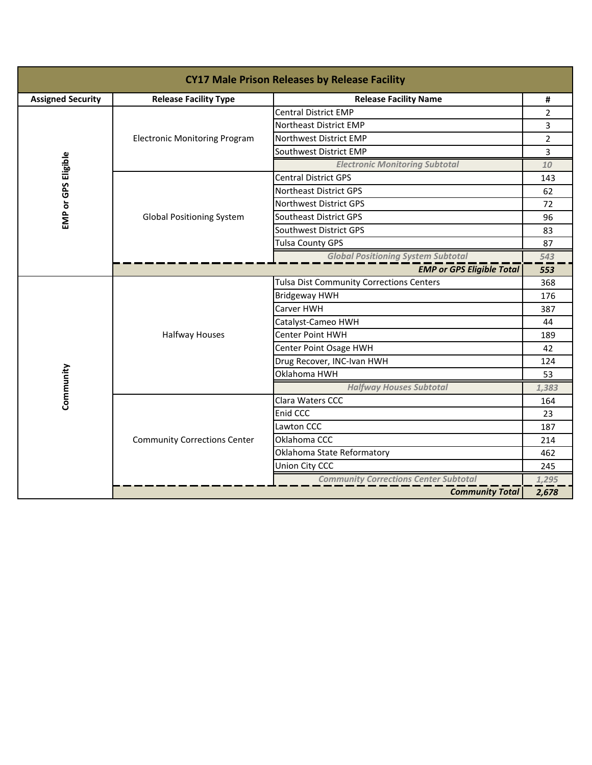| CY17 Male Prison Releases by Release Facility | | | |
|---|---|---|---|
| **Assigned Security** | **Release Facility Type** | **Release Facility Name** | **#** |
| EMP or GPS Eligible | Electronic Monitoring Program | Central District EMP | 2 |
| | | Northeast District EMP | 3 |
| | | Northwest District EMP | 2 |
| | | Southwest District EMP | 3 |
| | | *Electronic Monitoring Subtotal* | *10* |
| | Global Positioning System | Central District GPS | 143 |
| | | Northeast District GPS | 62 |
| | | Northwest District GPS | 72 |
| | | Southeast District GPS | 96 |
| | | Southwest District GPS | 83 |
| | | Tulsa County GPS | 87 |
| | | *Global Positioning System Subtotal* | *543* |
| | | ***EMP or GPS Eligible Total*** | ***553*** |
| Community | Halfway Houses | Tulsa Dist Community Corrections Centers | 368 |
| | | Bridgeway HWH | 176 |
| | | Carver HWH | 387 |
| | | Catalyst-Cameo HWH | 44 |
| | | Center Point HWH | 189 |
| | | Center Point Osage HWH | 42 |
| | | Drug Recover, INC-Ivan HWH | 124 |
| | | Oklahoma HWH | 53 |
| | | *Halfway Houses Subtotal* | *1,383* |
| | Community Corrections Center | Clara Waters CCC | 164 |
| | | Enid CCC | 23 |
| | | Lawton CCC | 187 |
| | | Oklahoma CCC | 214 |
| | | Oklahoma State Reformatory | 462 |
| | | Union City CCC | 245 |
| | | *Community Corrections Center Subtotal* | *1,295* |
| | | ***Community Total*** | ***2,678*** |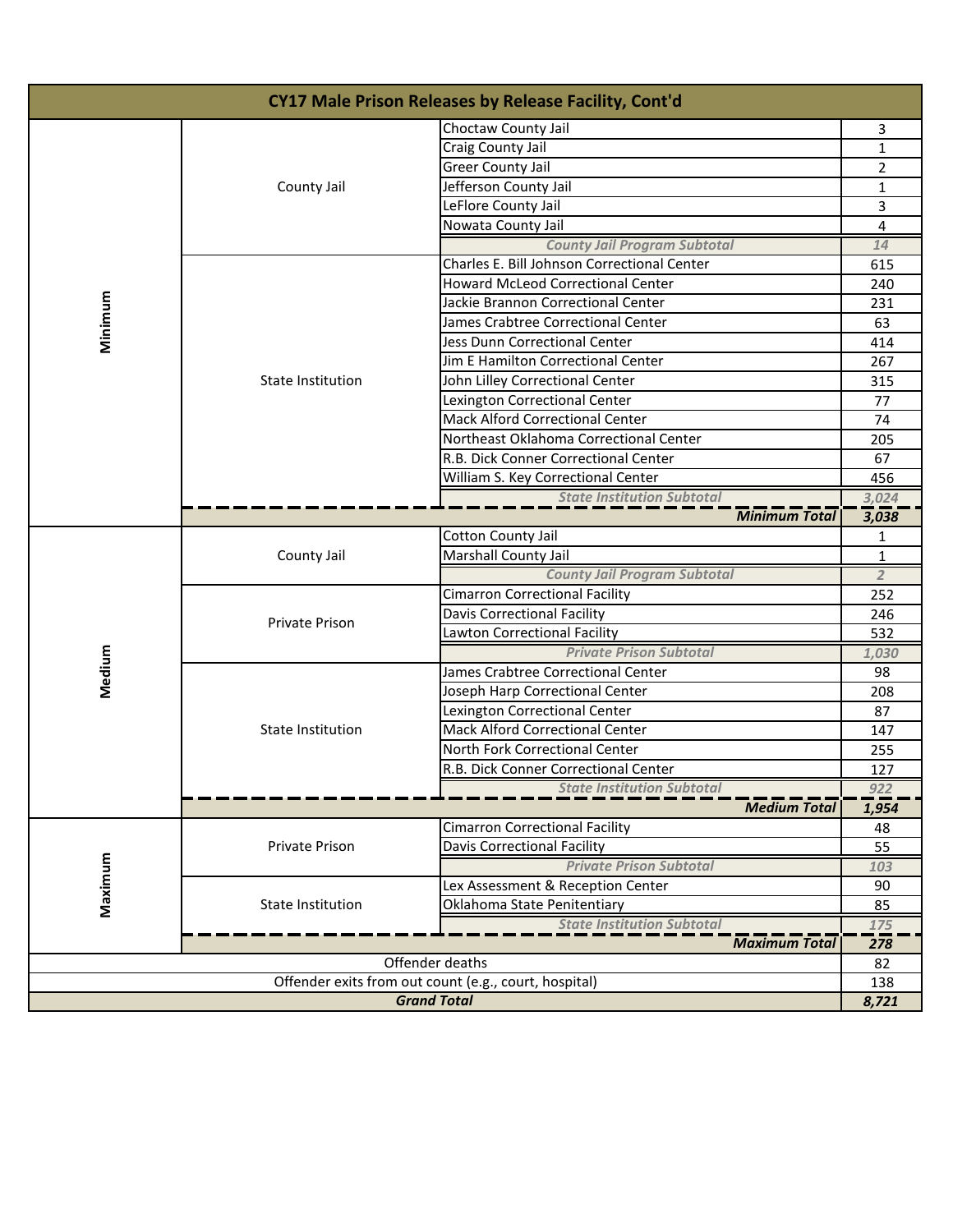| CY17 Male Prison Releases by Release Facility, Cont'd | | | |
|---|---|---|---|
| Minimum | County Jail | Choctaw County Jail | 3 |
| | | Craig County Jail | 1 |
| | | Greer County Jail | 2 |
| | | Jefferson County Jail | 1 |
| | | LeFlore County Jail | 3 |
| | | Nowata County Jail | 4 |
| | | *County Jail Program Subtotal* | *14* |
| | State Institution | Charles E. Bill Johnson Correctional Center | 615 |
| | | Howard McLeod Correctional Center | 240 |
| | | Jackie Brannon Correctional Center | 231 |
| | | James Crabtree Correctional Center | 63 |
| | | Jess Dunn Correctional Center | 414 |
| | | Jim E Hamilton Correctional Center | 267 |
| | | John Lilley Correctional Center | 315 |
| | | Lexington Correctional Center | 77 |
| | | Mack Alford Correctional Center | 74 |
| | | Northeast Oklahoma Correctional Center | 205 |
| | | R.B. Dick Conner Correctional Center | 67 |
| | | William S. Key Correctional Center | 456 |
| | | *State Institution Subtotal* | *3,024* |
| | | ***Minimum Total*** | ***3,038*** |
| Medium | County Jail | Cotton County Jail | 1 |
| | | Marshall County Jail | 1 |
| | | *County Jail Program Subtotal* | *2* |
| | Private Prison | Cimarron Correctional Facility | 252 |
| | | Davis Correctional Facility | 246 |
| | | Lawton Correctional Facility | 532 |
| | | *Private Prison Subtotal* | *1,030* |
| | State Institution | James Crabtree Correctional Center | 98 |
| | | Joseph Harp Correctional Center | 208 |
| | | Lexington Correctional Center | 87 |
| | | Mack Alford Correctional Center | 147 |
| | | North Fork Correctional Center | 255 |
| | | R.B. Dick Conner Correctional Center | 127 |
| | | *State Institution Subtotal* | *922* |
| | | ***Medium Total*** | ***1,954*** |
| Maximum | Private Prison | Cimarron Correctional Facility | 48 |
| | | Davis Correctional Facility | 55 |
| | | *Private Prison Subtotal* | *103* |
| | State Institution | Lex Assessment & Reception Center | 90 |
| | | Oklahoma State Penitentiary | 85 |
| | | *State Institution Subtotal* | *175* |
| | | ***Maximum Total*** | ***278*** |
| Offender deaths | | | 82 |
| Offender exits from out count (e.g., court, hospital) | | | 138 |
| ***Grand Total*** | | | ***8,721*** |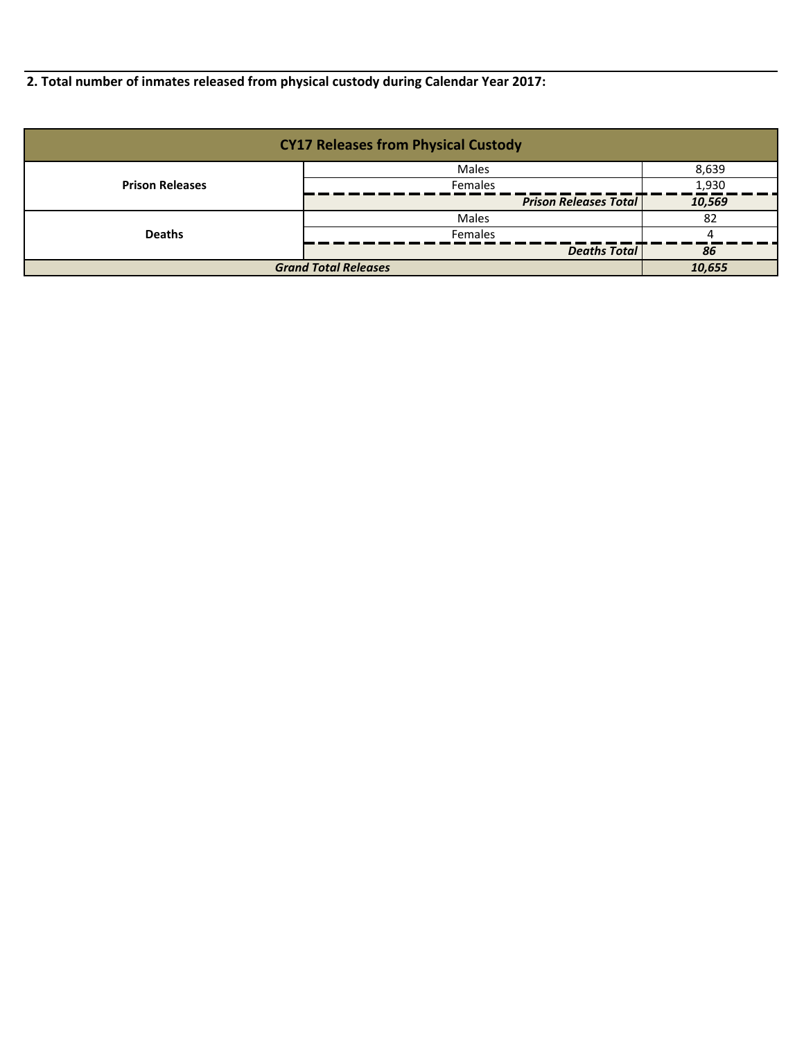**2. Total number of inmates released from physical custody during Calendar Year 2017:**

| CY17 Releases from Physical Custody | | |
|---|---|---|
| **Prison Releases** | Males | 8,639 |
| | Females | 1,930 |
| | ***Prison Releases Total*** | ***10,569*** |
| **Deaths** | Males | 82 |
| | Females | 4 |
| | ***Deaths Total*** | ***86*** |
| ***Grand Total Releases*** | | ***10,655*** |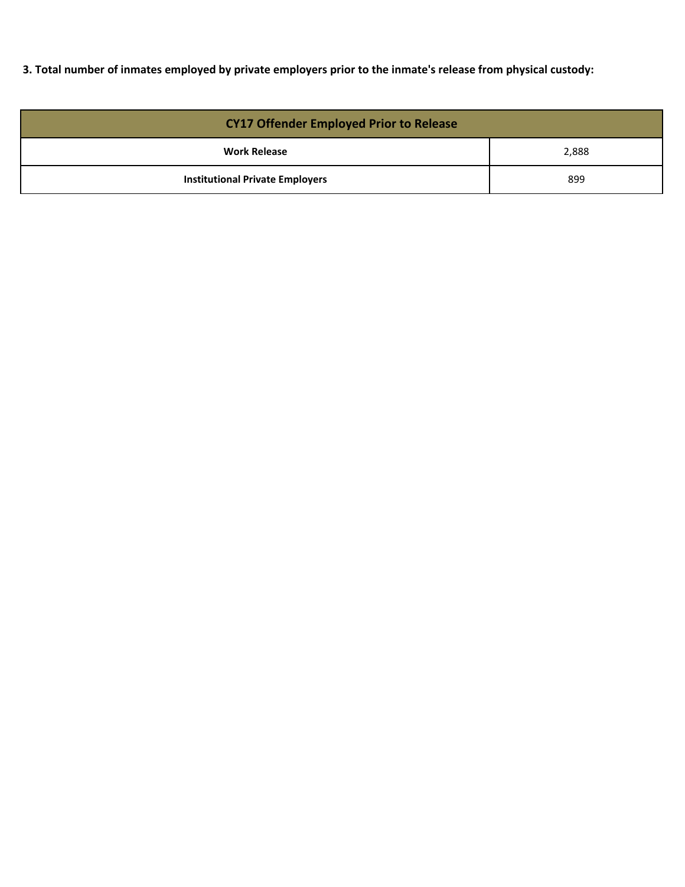**3. Total number of inmates employed by private employers prior to the inmate's release from physical custody:**

| CY17 Offender Employed Prior to Release | |
|---|---|
| **Work Release** | 2,888 |
| **Institutional Private Employers** | 899 |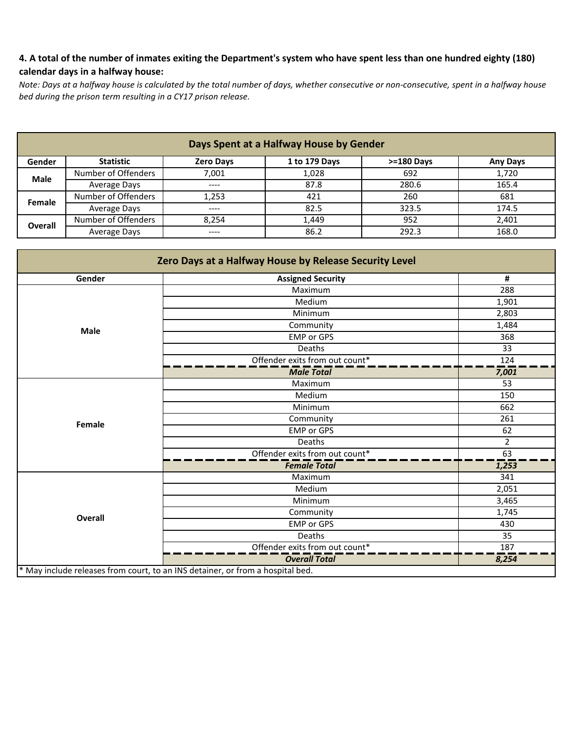**4. A total of the number of inmates exiting the Department's system who have spent less than one hundred eighty (180) calendar days in a halfway house:**

*Note: Days at a halfway house is calculated by the total number of days, whether consecutive or non-consecutive, spent in a halfway house bed during the prison term resulting in a CY17 prison release.*

| Days Spent at a Halfway House by Gender | | | | | |
|---|---|---|---|---|---|
| **Gender** | **Statistic** | **Zero Days** | **1 to 179 Days** | **>=180 Days** | **Any Days** |
| **Male** | Number of Offenders | 7,001 | 1,028 | 692 | 1,720 |
| | Average Days | ---- | 87.8 | 280.6 | 165.4 |
| **Female** | Number of Offenders | 1,253 | 421 | 260 | 681 |
| | Average Days | ---- | 82.5 | 323.5 | 174.5 |
| **Overall** | Number of Offenders | 8,254 | 1,449 | 952 | 2,401 |
| | Average Days | ---- | 86.2 | 292.3 | 168.0 |

| Zero Days at a Halfway House by Release Security Level | | |
|---|---|---|
| **Gender** | **Assigned Security** | **#** |
| **Male** | Maximum | 288 |
| | Medium | 1,901 |
| | Minimum | 2,803 |
| | Community | 1,484 |
| | EMP or GPS | 368 |
| | Deaths | 33 |
| | Offender exits from out count* | 124 |
| | ***Male Total*** | ***7,001*** |
| **Female** | Maximum | 53 |
| | Medium | 150 |
| | Minimum | 662 |
| | Community | 261 |
| | EMP or GPS | 62 |
| | Deaths | 2 |
| | Offender exits from out count* | 63 |
| | ***Female Total*** | ***1,253*** |
| **Overall** | Maximum | 341 |
| | Medium | 2,051 |
| | Minimum | 3,465 |
| | Community | 1,745 |
| | EMP or GPS | 430 |
| | Deaths | 35 |
| | Offender exits from out count* | 187 |
| | ***Overall Total*** | ***8,254*** |

\* May include releases from court, to an INS detainer, or from a hospital bed.